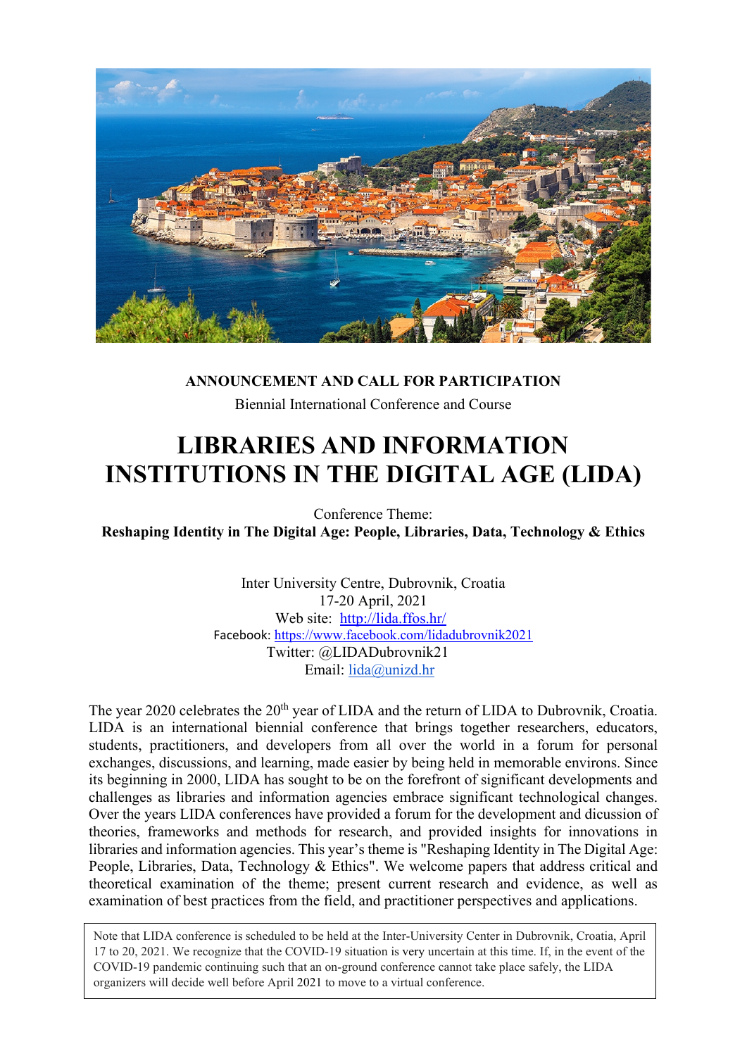**ANNOUNCEMENT AND CALL FOR PARTICIPATION**

Biennial International Conference and Course

# LIBRARIES AND INFORMATION INSTITUTIONS IN THE DIGITAL AGE (LIDA)

Conference Theme:

**Reshaping Identity in The Digital Age: People, Libraries, Data, Technology & Ethics**

Inter University Centre, Dubrovnik, Croatia
17-20 April, 2021
Web site: http://lida.ffos.hr/
Facebook: https://www.facebook.com/lidadubrovnik2021
Twitter: @LIDADubrovnik21
Email: lida@unizd.hr

The year 2020 celebrates the 20th year of LIDA and the return of LIDA to Dubrovnik, Croatia. LIDA is an international biennial conference that brings together researchers, educators, students, practitioners, and developers from all over the world in a forum for personal exchanges, discussions, and learning, made easier by being held in memorable environs. Since its beginning in 2000, LIDA has sought to be on the forefront of significant developments and challenges as libraries and information agencies embrace significant technological changes. Over the years LIDA conferences have provided a forum for the development and dicussion of theories, frameworks and methods for research, and provided insights for innovations in libraries and information agencies. This year's theme is "Reshaping Identity in The Digital Age: People, Libraries, Data, Technology & Ethics". We welcome papers that address critical and theoretical examination of the theme; present current research and evidence, as well as examination of best practices from the field, and practitioner perspectives and applications.

Note that LIDA conference is scheduled to be held at the Inter-University Center in Dubrovnik, Croatia, April 17 to 20, 2021. We recognize that the COVID-19 situation is very uncertain at this time. If, in the event of the COVID-19 pandemic continuing such that an on-ground conference cannot take place safely, the LIDA organizers will decide well before April 2021 to move to a virtual conference.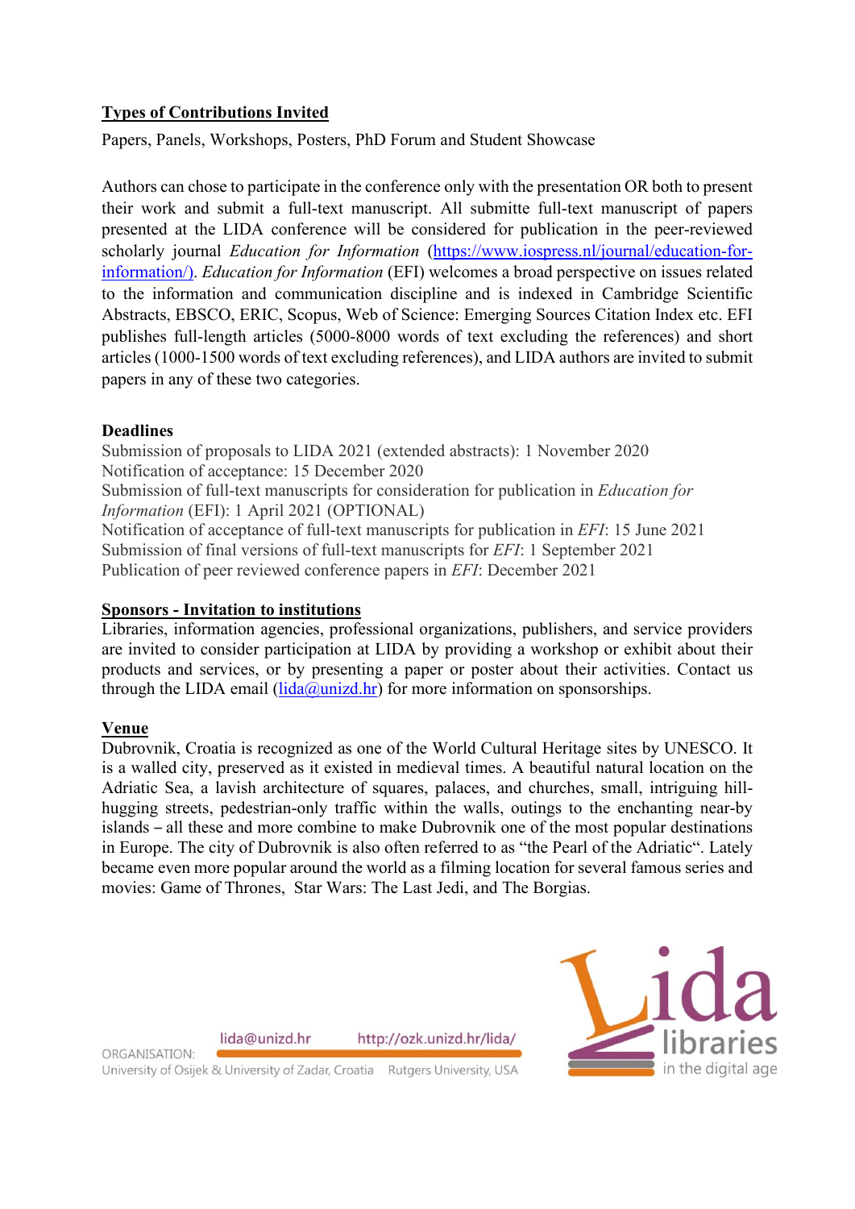## Types of Contributions Invited

Papers, Panels, Workshops, Posters, PhD Forum and Student Showcase

Authors can chose to participate in the conference only with the presentation OR both to present their work and submit a full-text manuscript. All submitte full-text manuscript of papers presented at the LIDA conference will be considered for publication in the peer-reviewed scholarly journal *Education for Information* (https://www.iospress.nl/journal/education-for-information/). *Education for Information* (EFI) welcomes a broad perspective on issues related to the information and communication discipline and is indexed in Cambridge Scientific Abstracts, EBSCO, ERIC, Scopus, Web of Science: Emerging Sources Citation Index etc. EFI publishes full-length articles (5000-8000 words of text excluding the references) and short articles (1000-1500 words of text excluding references), and LIDA authors are invited to submit papers in any of these two categories.

**Deadlines**

Submission of proposals to LIDA 2021 (extended abstracts): 1 November 2020
Notification of acceptance: 15 December 2020
Submission of full-text manuscripts for consideration for publication in *Education for Information* (EFI): 1 April 2021 (OPTIONAL)
Notification of acceptance of full-text manuscripts for publication in *EFI*: 15 June 2021
Submission of final versions of full-text manuscripts for *EFI*: 1 September 2021
Publication of peer reviewed conference papers in *EFI*: December 2021

## Sponsors - Invitation to institutions

Libraries, information agencies, professional organizations, publishers, and service providers are invited to consider participation at LIDA by providing a workshop or exhibit about their products and services, or by presenting a paper or poster about their activities. Contact us through the LIDA email (lida@unizd.hr) for more information on sponsorships.

## Venue

Dubrovnik, Croatia is recognized as one of the World Cultural Heritage sites by UNESCO. It is a walled city, preserved as it existed in medieval times. A beautiful natural location on the Adriatic Sea, a lavish architecture of squares, palaces, and churches, small, intriguing hill-hugging streets, pedestrian-only traffic within the walls, outings to the enchanting near-by islands – all these and more combine to make Dubrovnik one of the most popular destinations in Europe. The city of Dubrovnik is also often referred to as "the Pearl of the Adriatic". Lately became even more popular around the world as a filming location for several famous series and movies: Game of Thrones, Star Wars: The Last Jedi, and The Borgias.

lida@unizd.hr http://ozk.unizd.hr/lida/

ORGANISATION:
University of Osijek & University of Zadar, Croatia Rutgers University, USA

Lida libraries in the digital age